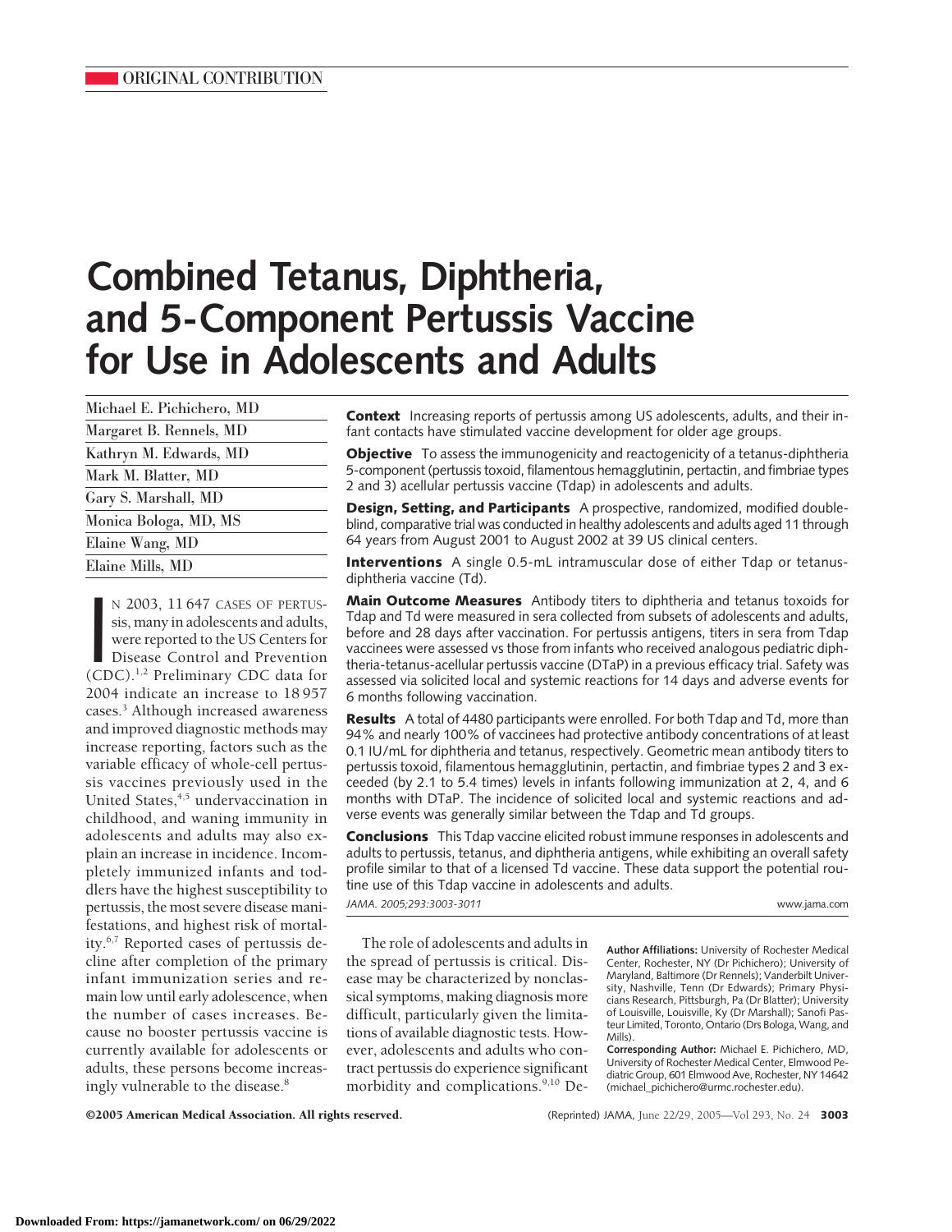ORIGINAL CONTRIBUTION

# Combined Tetanus, Diphtheria, and 5-Component Pertussis Vaccine for Use in Adolescents and Adults

Michael E. Pichichero, MD
Margaret B. Rennels, MD
Kathryn M. Edwards, MD
Mark M. Blatter, MD
Gary S. Marshall, MD
Monica Bologa, MD, MS
Elaine Wang, MD
Elaine Mills, MD

**Context** Increasing reports of pertussis among US adolescents, adults, and their infant contacts have stimulated vaccine development for older age groups.

**Objective** To assess the immunogenicity and reactogenicity of a tetanus-diphtheria 5-component (pertussis toxoid, filamentous hemagglutinin, pertactin, and fimbriae types 2 and 3) acellular pertussis vaccine (Tdap) in adolescents and adults.

**Design, Setting, and Participants** A prospective, randomized, modified double-blind, comparative trial was conducted in healthy adolescents and adults aged 11 through 64 years from August 2001 to August 2002 at 39 US clinical centers.

**Interventions** A single 0.5-mL intramuscular dose of either Tdap or tetanus-diphtheria vaccine (Td).

**Main Outcome Measures** Antibody titers to diphtheria and tetanus toxoids for Tdap and Td were measured in sera collected from subsets of adolescents and adults, before and 28 days after vaccination. For pertussis antigens, titers in sera from Tdap vaccinees were assessed vs those from infants who received analogous pediatric diphtheria-tetanus-acellular pertussis vaccine (DTaP) in a previous efficacy trial. Safety was assessed via solicited local and systemic reactions for 14 days and adverse events for 6 months following vaccination.

**Results** A total of 4480 participants were enrolled. For both Tdap and Td, more than 94% and nearly 100% of vaccinees had protective antibody concentrations of at least 0.1 IU/mL for diphtheria and tetanus, respectively. Geometric mean antibody titers to pertussis toxoid, filamentous hemagglutinin, pertactin, and fimbriae types 2 and 3 exceeded (by 2.1 to 5.4 times) levels in infants following immunization at 2, 4, and 6 months with DTaP. The incidence of solicited local and systemic reactions and adverse events was generally similar between the Tdap and Td groups.

**Conclusions** This Tdap vaccine elicited robust immune responses in adolescents and adults to pertussis, tetanus, and diphtheria antigens, while exhibiting an overall safety profile similar to that of a licensed Td vaccine. These data support the potential routine use of this Tdap vaccine in adolescents and adults.

*JAMA. 2005;293:3003-3011* www.jama.com

IN 2003, 11 647 CASES OF PERTUSSIS, many in adolescents and adults, were reported to the US Centers for Disease Control and Prevention (CDC).[1,2] Preliminary CDC data for 2004 indicate an increase to 18 957 cases.[3] Although increased awareness and improved diagnostic methods may increase reporting, factors such as the variable efficacy of whole-cell pertussis vaccines previously used in the United States,[4,5] undervaccination in childhood, and waning immunity in adolescents and adults may also explain an increase in incidence. Incompletely immunized infants and toddlers have the highest susceptibility to pertussis, the most severe disease manifestations, and highest risk of mortality.[6,7] Reported cases of pertussis decline after completion of the primary infant immunization series and remain low until early adolescence, when the number of cases increases. Because no booster pertussis vaccine is currently available for adolescents or adults, these persons become increasingly vulnerable to the disease.[8]

The role of adolescents and adults in the spread of pertussis is critical. Disease may be characterized by nonclassical symptoms, making diagnosis more difficult, particularly given the limitations of available diagnostic tests. However, adolescents and adults who contract pertussis do experience significant morbidity and complications.[9,10] De-

**Author Affiliations:** University of Rochester Medical Center, Rochester, NY (Dr Pichichero); University of Maryland, Baltimore (Dr Rennels); Vanderbilt University, Nashville, Tenn (Dr Edwards); Primary Physicians Research, Pittsburgh, Pa (Dr Blatter); University of Louisville, Louisville, Ky (Dr Marshall); Sanofi Pasteur Limited, Toronto, Ontario (Drs Bologa, Wang, and Mills).

**Corresponding Author:** Michael E. Pichichero, MD, University of Rochester Medical Center, Elmwood Pediatric Group, 601 Elmwood Ave, Rochester, NY 14642 (michael_pichichero@urmc.rochester.edu).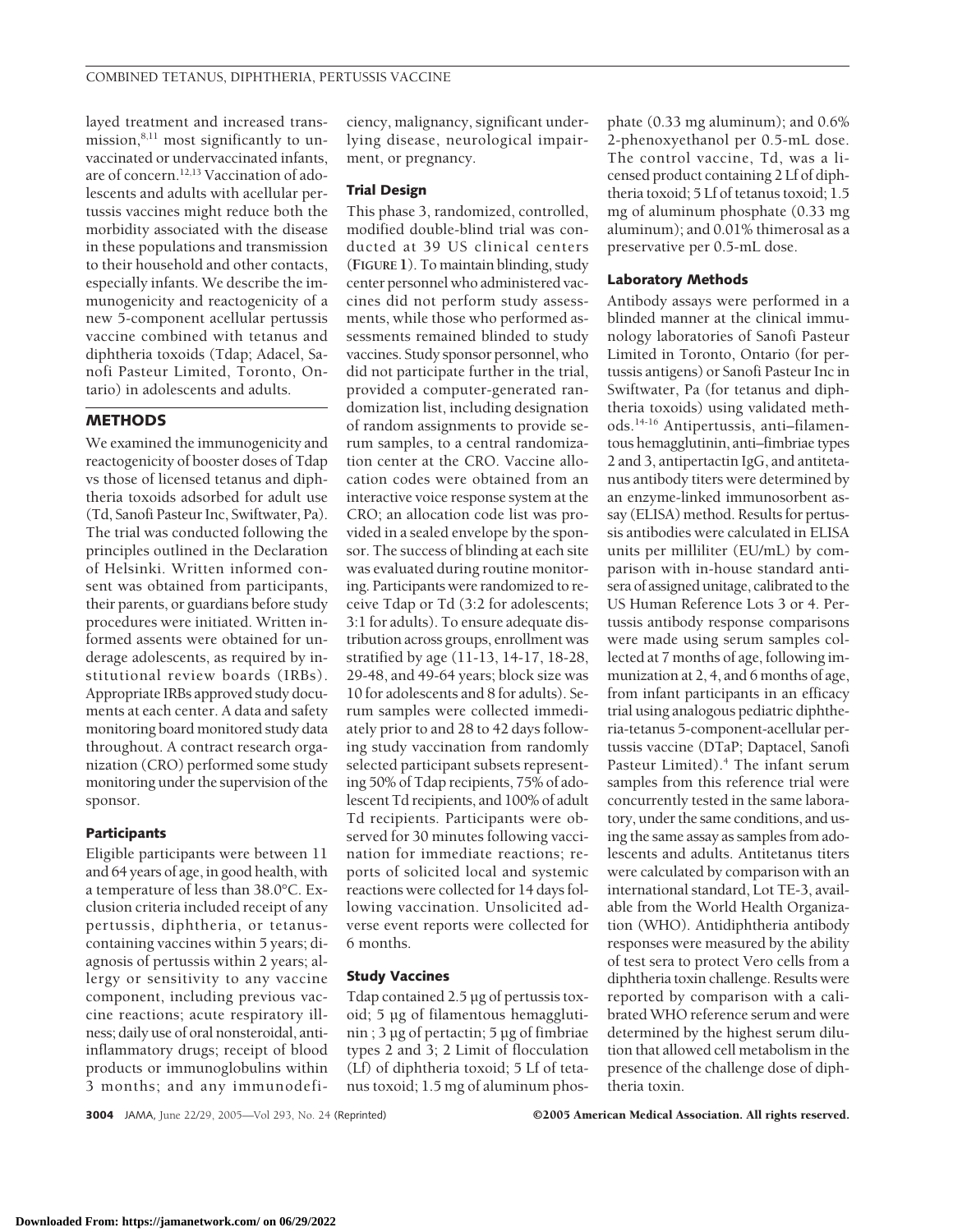layed treatment and increased transmission,[8,11] most significantly to unvaccinated or undervaccinated infants, are of concern.[12,13] Vaccination of adolescents and adults with acellular pertussis vaccines might reduce both the morbidity associated with the disease in these populations and transmission to their household and other contacts, especially infants. We describe the immunogenicity and reactogenicity of a new 5-component acellular pertussis vaccine combined with tetanus and diphtheria toxoids (Tdap; Adacel, Sanofi Pasteur Limited, Toronto, Ontario) in adolescents and adults.

## METHODS

We examined the immunogenicity and reactogenicity of booster doses of Tdap vs those of licensed tetanus and diphtheria toxoids adsorbed for adult use (Td, Sanofi Pasteur Inc, Swiftwater, Pa). The trial was conducted following the principles outlined in the Declaration of Helsinki. Written informed consent was obtained from participants, their parents, or guardians before study procedures were initiated. Written informed assents were obtained for underage adolescents, as required by institutional review boards (IRBs). Appropriate IRBs approved study documents at each center. A data and safety monitoring board monitored study data throughout. A contract research organization (CRO) performed some study monitoring under the supervision of the sponsor.

### Participants

Eligible participants were between 11 and 64 years of age, in good health, with a temperature of less than 38.0°C. Exclusion criteria included receipt of any pertussis, diphtheria, or tetanus-containing vaccines within 5 years; diagnosis of pertussis within 2 years; allergy or sensitivity to any vaccine component, including previous vaccine reactions; acute respiratory illness; daily use of oral nonsteroidal, antiinflammatory drugs; receipt of blood products or immunoglobulins within 3 months; and any immunodeficiency, malignancy, significant underlying disease, neurological impairment, or pregnancy.

### Trial Design

This phase 3, randomized, controlled, modified double-blind trial was conducted at 39 US clinical centers (**FIGURE 1**). To maintain blinding, study center personnel who administered vaccines did not perform study assessments, while those who performed assessments remained blinded to study vaccines. Study sponsor personnel, who did not participate further in the trial, provided a computer-generated randomization list, including designation of random assignments to provide serum samples, to a central randomization center at the CRO. Vaccine allocation codes were obtained from an interactive voice response system at the CRO; an allocation code list was provided in a sealed envelope by the sponsor. The success of blinding at each site was evaluated during routine monitoring. Participants were randomized to receive Tdap or Td (3:2 for adolescents; 3:1 for adults). To ensure adequate distribution across groups, enrollment was stratified by age (11-13, 14-17, 18-28, 29-48, and 49-64 years; block size was 10 for adolescents and 8 for adults). Serum samples were collected immediately prior to and 28 to 42 days following study vaccination from randomly selected participant subsets representing 50% of Tdap recipients, 75% of adolescent Td recipients, and 100% of adult Td recipients. Participants were observed for 30 minutes following vaccination for immediate reactions; reports of solicited local and systemic reactions were collected for 14 days following vaccination. Unsolicited adverse event reports were collected for 6 months.

### Study Vaccines

Tdap contained 2.5 µg of pertussis toxoid; 5 µg of filamentous hemagglutinin ; 3 µg of pertactin; 5 µg of fimbriae types 2 and 3; 2 Limit of flocculation (Lf) of diphtheria toxoid; 5 Lf of tetanus toxoid; 1.5 mg of aluminum phosphate (0.33 mg aluminum); and 0.6% 2-phenoxyethanol per 0.5-mL dose. The control vaccine, Td, was a licensed product containing 2 Lf of diphtheria toxoid; 5 Lf of tetanus toxoid; 1.5 mg of aluminum phosphate (0.33 mg aluminum); and 0.01% thimerosal as a preservative per 0.5-mL dose.

### Laboratory Methods

Antibody assays were performed in a blinded manner at the clinical immunology laboratories of Sanofi Pasteur Limited in Toronto, Ontario (for pertussis antigens) or Sanofi Pasteur Inc in Swiftwater, Pa (for tetanus and diphtheria toxoids) using validated methods.[14-16] Antipertussis, anti–filamentous hemagglutinin, anti–fimbriae types 2 and 3, antipertactin IgG, and antitetanus antibody titers were determined by an enzyme-linked immunosorbent assay (ELISA) method. Results for pertussis antibodies were calculated in ELISA units per milliliter (EU/mL) by comparison with in-house standard antisera of assigned unitage, calibrated to the US Human Reference Lots 3 or 4. Pertussis antibody response comparisons were made using serum samples collected at 7 months of age, following immunization at 2, 4, and 6 months of age, from infant participants in an efficacy trial using analogous pediatric diphtheria-tetanus 5-component-acellular pertussis vaccine (DTaP; Daptacel, Sanofi Pasteur Limited).[4] The infant serum samples from this reference trial were concurrently tested in the same laboratory, under the same conditions, and using the same assay as samples from adolescents and adults. Antitetanus titers were calculated by comparison with an international standard, Lot TE-3, available from the World Health Organization (WHO). Antidiphtheria antibody responses were measured by the ability of test sera to protect Vero cells from a diphtheria toxin challenge. Results were reported by comparison with a calibrated WHO reference serum and were determined by the highest serum dilution that allowed cell metabolism in the presence of the challenge dose of diphtheria toxin.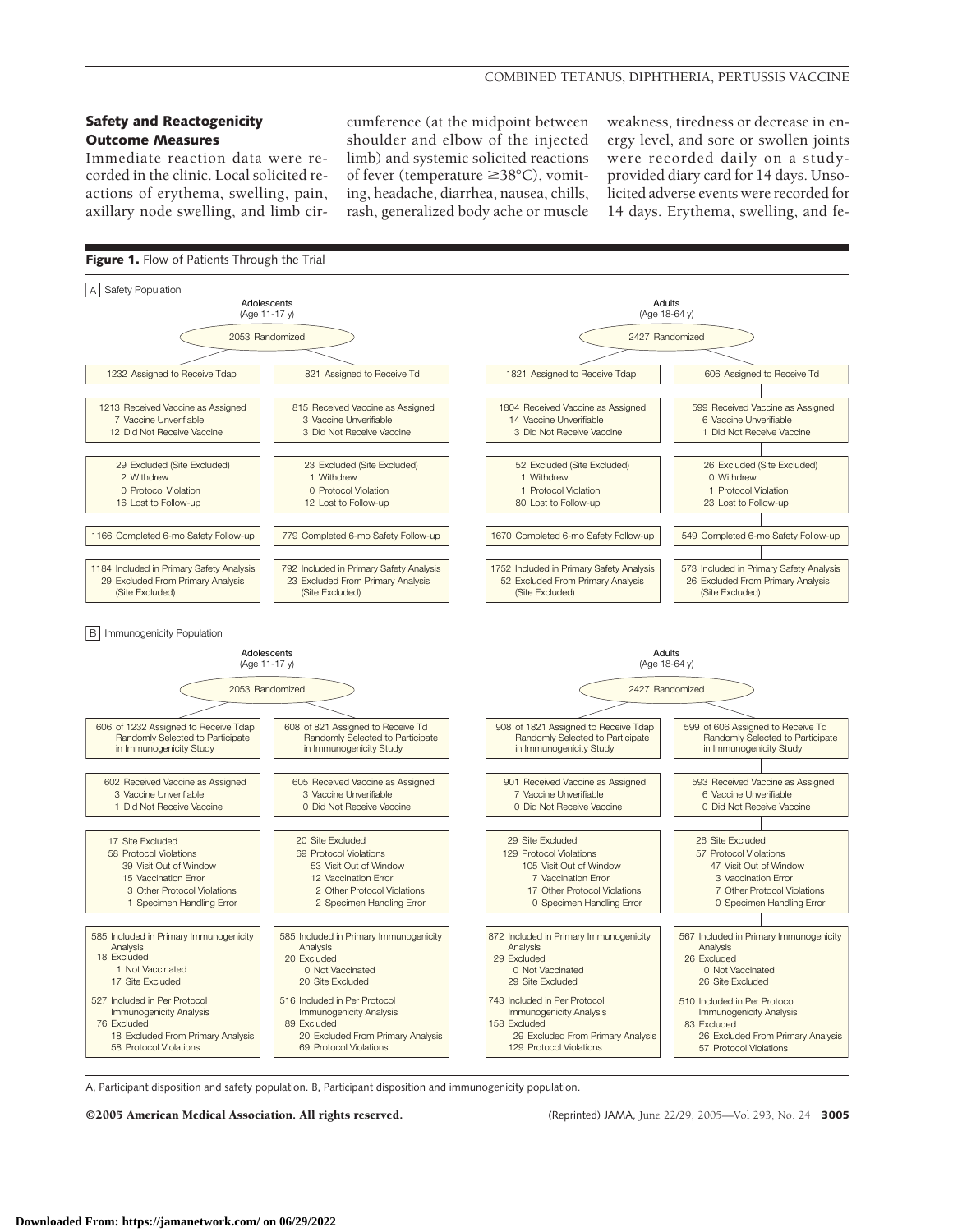### Safety and Reactogenicity Outcome Measures

Immediate reaction data were recorded in the clinic. Local solicited reactions of erythema, swelling, pain, axillary node swelling, and limb circumference (at the midpoint between shoulder and elbow of the injected limb) and systemic solicited reactions of fever (temperature ≥38°C), vomiting, headache, diarrhea, nausea, chills, rash, generalized body ache or muscle weakness, tiredness or decrease in energy level, and sore or swollen joints were recorded daily on a study-provided diary card for 14 days. Unsolicited adverse events were recorded for 14 days. Erythema, swelling, and fe-

**Figure 1.** Flow of Patients Through the Trial

A Safety Population

**Adolescents (Age 11-17 y)** — 2053 Randomized

| Tdap | Td |
|---|---|
| 1232 Assigned to Receive Tdap | 821 Assigned to Receive Td |
| 1213 Received Vaccine as Assigned; 7 Vaccine Unverifiable; 12 Did Not Receive Vaccine | 815 Received Vaccine as Assigned; 3 Vaccine Unverifiable; 3 Did Not Receive Vaccine |
| 29 Excluded (Site Excluded); 2 Withdrew; 0 Protocol Violation; 16 Lost to Follow-up | 23 Excluded (Site Excluded); 1 Withdrew; 0 Protocol Violation; 12 Lost to Follow-up |
| 1166 Completed 6-mo Safety Follow-up | 779 Completed 6-mo Safety Follow-up |
| 1184 Included in Primary Safety Analysis; 29 Excluded From Primary Analysis (Site Excluded) | 792 Included in Primary Safety Analysis; 23 Excluded From Primary Analysis (Site Excluded) |

**Adults (Age 18-64 y)** — 2427 Randomized

| Tdap | Td |
|---|---|
| 1821 Assigned to Receive Tdap | 606 Assigned to Receive Td |
| 1804 Received Vaccine as Assigned; 14 Vaccine Unverifiable; 3 Did Not Receive Vaccine | 599 Received Vaccine as Assigned; 6 Vaccine Unverifiable; 1 Did Not Receive Vaccine |
| 52 Excluded (Site Excluded); 1 Withdrew; 1 Protocol Violation; 80 Lost to Follow-up | 26 Excluded (Site Excluded); 0 Withdrew; 1 Protocol Violation; 23 Lost to Follow-up |
| 1670 Completed 6-mo Safety Follow-up | 549 Completed 6-mo Safety Follow-up |
| 1752 Included in Primary Safety Analysis; 52 Excluded From Primary Analysis (Site Excluded) | 573 Included in Primary Safety Analysis; 26 Excluded From Primary Analysis (Site Excluded) |

B Immunogenicity Population

**Adolescents (Age 11-17 y)** — 2053 Randomized

| Tdap | Td |
|---|---|
| 606 of 1232 Assigned to Receive Tdap Randomly Selected to Participate in Immunogenicity Study | 608 of 821 Assigned to Receive Td Randomly Selected to Participate in Immunogenicity Study |
| 602 Received Vaccine as Assigned; 3 Vaccine Unverifiable; 1 Did Not Receive Vaccine | 605 Received Vaccine as Assigned; 3 Vaccine Unverifiable; 0 Did Not Receive Vaccine |
| 17 Site Excluded; 58 Protocol Violations: 39 Visit Out of Window, 15 Vaccination Error, 3 Other Protocol Violations, 1 Specimen Handling Error | 20 Site Excluded; 69 Protocol Violations: 53 Visit Out of Window, 12 Vaccination Error, 2 Other Protocol Violations, 2 Specimen Handling Error |
| 585 Included in Primary Immunogenicity Analysis; 18 Excluded: 1 Not Vaccinated, 17 Site Excluded | 585 Included in Primary Immunogenicity Analysis; 20 Excluded: 0 Not Vaccinated, 20 Site Excluded |
| 527 Included in Per Protocol Immunogenicity Analysis; 76 Excluded: 18 Excluded From Primary Analysis, 58 Protocol Violations | 516 Included in Per Protocol Immunogenicity Analysis; 89 Excluded: 20 Excluded From Primary Analysis, 69 Protocol Violations |

**Adults (Age 18-64 y)** — 2427 Randomized

| Tdap | Td |
|---|---|
| 908 of 1821 Assigned to Receive Tdap Randomly Selected to Participate in Immunogenicity Study | 599 of 606 Assigned to Receive Td Randomly Selected to Participate in Immunogenicity Study |
| 901 Received Vaccine as Assigned; 7 Vaccine Unverifiable; 0 Did Not Receive Vaccine | 593 Received Vaccine as Assigned; 6 Vaccine Unverifiable; 0 Did Not Receive Vaccine |
| 29 Site Excluded; 129 Protocol Violations: 105 Visit Out of Window, 7 Vaccination Error, 17 Other Protocol Violations, 0 Specimen Handling Error | 26 Site Excluded; 57 Protocol Violations: 47 Visit Out of Window, 3 Vaccination Error, 7 Other Protocol Violations, 0 Specimen Handling Error |
| 872 Included in Primary Immunogenicity Analysis; 29 Excluded: 0 Not Vaccinated, 29 Site Excluded | 567 Included in Primary Immunogenicity Analysis; 26 Excluded: 0 Not Vaccinated, 26 Site Excluded |
| 743 Included in Per Protocol Immunogenicity Analysis; 158 Excluded: 29 Excluded From Primary Analysis, 129 Protocol Violations | 510 Included in Per Protocol Immunogenicity Analysis; 83 Excluded: 26 Excluded From Primary Analysis, 57 Protocol Violations |

A, Participant disposition and safety population. B, Participant disposition and immunogenicity population.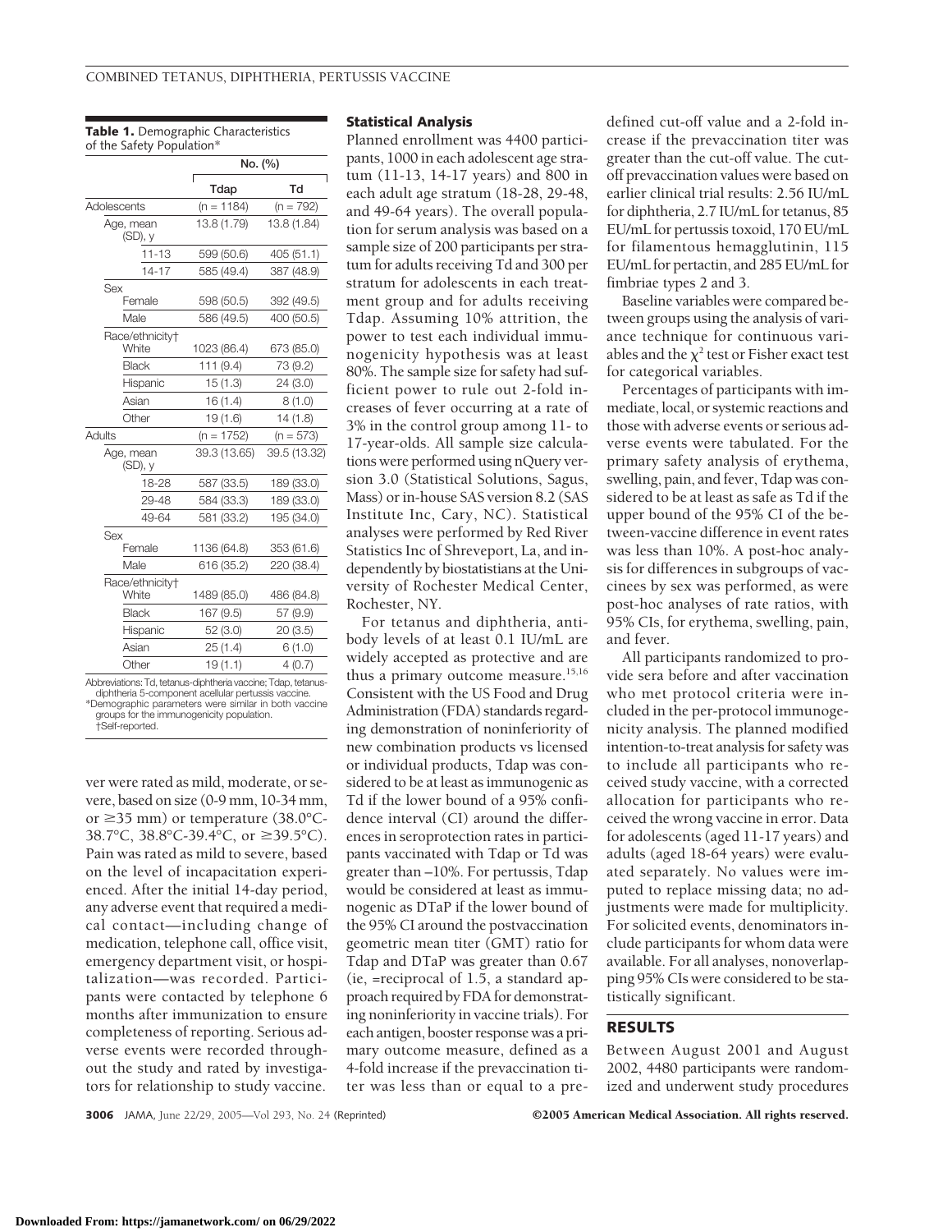**Table 1.** Demographic Characteristics of the Safety Population*

| | No. (%) | |
|---|---|---|
| | Tdap | Td |
| Adolescents | (n = 1184) | (n = 792) |
| Age, mean (SD), y | 13.8 (1.79) | 13.8 (1.84) |
| 11-13 | 599 (50.6) | 405 (51.1) |
| 14-17 | 585 (49.4) | 387 (48.9) |
| Sex | | |
| Female | 598 (50.5) | 392 (49.5) |
| Male | 586 (49.5) | 400 (50.5) |
| Race/ethnicity† | | |
| White | 1023 (86.4) | 673 (85.0) |
| Black | 111 (9.4) | 73 (9.2) |
| Hispanic | 15 (1.3) | 24 (3.0) |
| Asian | 16 (1.4) | 8 (1.0) |
| Other | 19 (1.6) | 14 (1.8) |
| Adults | (n = 1752) | (n = 573) |
| Age, mean (SD), y | 39.3 (13.65) | 39.5 (13.32) |
| 18-28 | 587 (33.5) | 189 (33.0) |
| 29-48 | 584 (33.3) | 189 (33.0) |
| 49-64 | 581 (33.2) | 195 (34.0) |
| Sex | | |
| Female | 1136 (64.8) | 353 (61.6) |
| Male | 616 (35.2) | 220 (38.4) |
| Race/ethnicity† | | |
| White | 1489 (85.0) | 486 (84.8) |
| Black | 167 (9.5) | 57 (9.9) |
| Hispanic | 52 (3.0) | 20 (3.5) |
| Asian | 25 (1.4) | 6 (1.0) |
| Other | 19 (1.1) | 4 (0.7) |

Abbreviations: Td, tetanus-diphtheria vaccine; Tdap, tetanus-diphtheria 5-component acellular pertussis vaccine.
*Demographic parameters were similar in both vaccine groups for the immunogenicity population.
†Self-reported.

ver were rated as mild, moderate, or severe, based on size (0-9 mm, 10-34 mm, or ≥35 mm) or temperature (38.0°C-38.7°C, 38.8°C-39.4°C, or ≥39.5°C). Pain was rated as mild to severe, based on the level of incapacitation experienced. After the initial 14-day period, any adverse event that required a medical contact—including change of medication, telephone call, office visit, emergency department visit, or hospitalization—was recorded. Participants were contacted by telephone 6 months after immunization to ensure completeness of reporting. Serious adverse events were recorded throughout the study and rated by investigators for relationship to study vaccine.

### Statistical Analysis

Planned enrollment was 4400 participants, 1000 in each adolescent age stratum (11-13, 14-17 years) and 800 in each adult age stratum (18-28, 29-48, and 49-64 years). The overall population for serum analysis was based on a sample size of 200 participants per stratum for adults receiving Td and 300 per stratum for adolescents in each treatment group and for adults receiving Tdap. Assuming 10% attrition, the power to test each individual immunogenicity hypothesis was at least 80%. The sample size for safety had sufficient power to rule out 2-fold increases of fever occurring at a rate of 3% in the control group among 11- to 17-year-olds. All sample size calculations were performed using nQuery version 3.0 (Statistical Solutions, Sagus, Mass) or in-house SAS version 8.2 (SAS Institute Inc, Cary, NC). Statistical analyses were performed by Red River Statistics Inc of Shreveport, La, and independently by biostatisticians at the University of Rochester Medical Center, Rochester, NY.

For tetanus and diphtheria, antibody levels of at least 0.1 IU/mL are widely accepted as protective and are thus a primary outcome measure.[15,16] Consistent with the US Food and Drug Administration (FDA) standards regarding demonstration of noninferiority of new combination products vs licensed or individual products, Tdap was considered to be at least as immunogenic as Td if the lower bound of a 95% confidence interval (CI) around the differences in seroprotection rates in participants vaccinated with Tdap or Td was greater than –10%. For pertussis, Tdap would be considered at least as immunogenic as DTaP if the lower bound of the 95% CI around the postvaccination geometric mean titer (GMT) ratio for Tdap and DTaP was greater than 0.67 (ie, =reciprocal of 1.5, a standard approach required by FDA for demonstrating noninferiority in vaccine trials). For each antigen, booster response was a primary outcome measure, defined as a 4-fold increase if the prevaccination titer was less than or equal to a predefined cut-off value and a 2-fold increase if the prevaccination titer was greater than the cut-off value. The cutoff prevaccination values were based on earlier clinical trial results: 2.56 IU/mL for diphtheria, 2.7 IU/mL for tetanus, 85 EU/mL for pertussis toxoid, 170 EU/mL for filamentous hemagglutinin, 115 EU/mL for pertactin, and 285 EU/mL for fimbriae types 2 and 3.

Baseline variables were compared between groups using the analysis of variance technique for continuous variables and the $\chi^2$ test or Fisher exact test for categorical variables.

Percentages of participants with immediate, local, or systemic reactions and those with adverse events or serious adverse events were tabulated. For the primary safety analysis of erythema, swelling, pain, and fever, Tdap was considered to be at least as safe as Td if the upper bound of the 95% CI of the between-vaccine difference in event rates was less than 10%. A post-hoc analysis for differences in subgroups of vaccinees by sex was performed, as were post-hoc analyses of rate ratios, with 95% CIs, for erythema, swelling, pain, and fever.

All participants randomized to provide sera before and after vaccination who met protocol criteria were included in the per-protocol immunogenicity analysis. The planned modified intention-to-treat analysis for safety was to include all participants who received study vaccine, with a corrected allocation for participants who received the wrong vaccine in error. Data for adolescents (aged 11-17 years) and adults (aged 18-64 years) were evaluated separately. No values were imputed to replace missing data; no adjustments were made for multiplicity. For solicited events, denominators include participants for whom data were available. For all analyses, nonoverlapping 95% CIs were considered to be statistically significant.

## RESULTS

Between August 2001 and August 2002, 4480 participants were randomized and underwent study procedures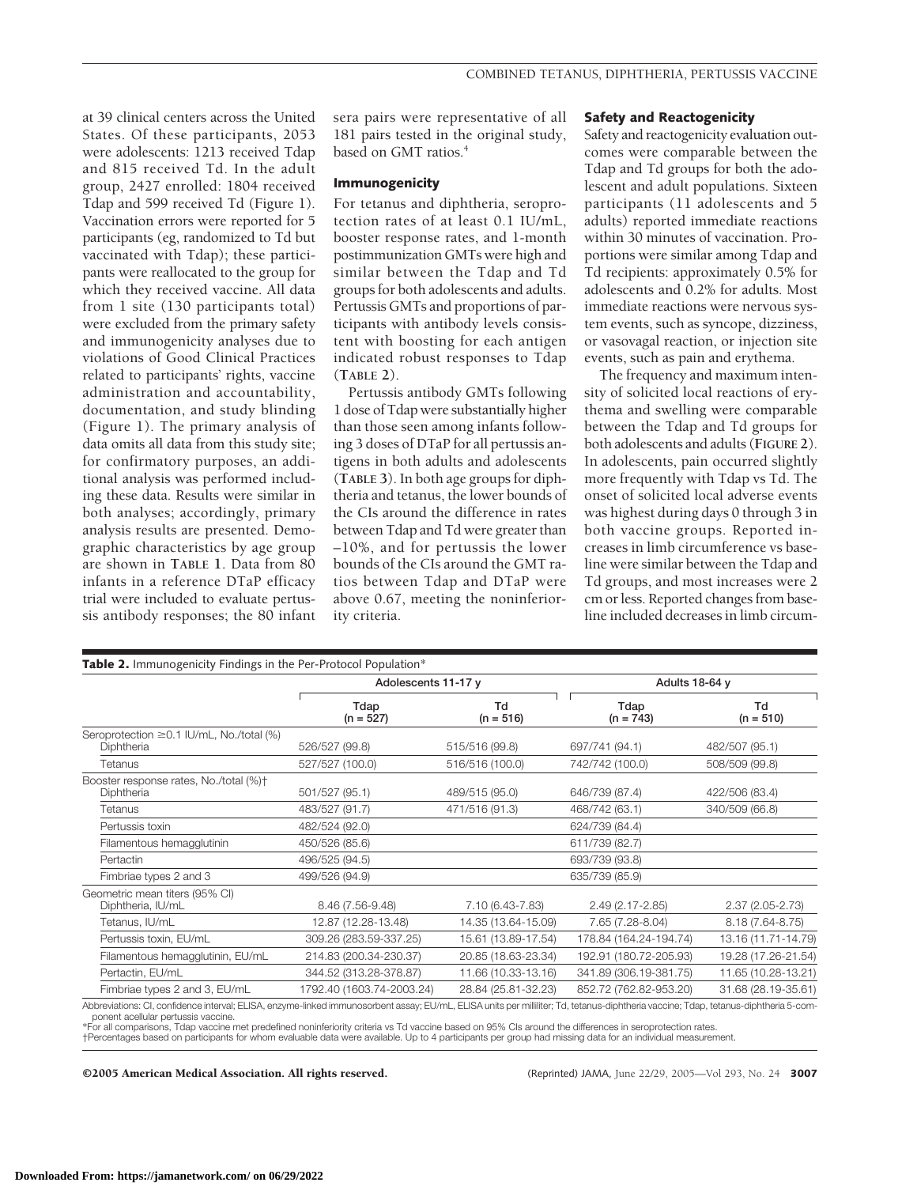at 39 clinical centers across the United States. Of these participants, 2053 were adolescents: 1213 received Tdap and 815 received Td. In the adult group, 2427 enrolled: 1804 received Tdap and 599 received Td (Figure 1). Vaccination errors were reported for 5 participants (eg, randomized to Td but vaccinated with Tdap); these participants were reallocated to the group for which they received vaccine. All data from 1 site (130 participants total) were excluded from the primary safety and immunogenicity analyses due to violations of Good Clinical Practices related to participants' rights, vaccine administration and accountability, documentation, and study blinding (Figure 1). The primary analysis of data omits all data from this study site; for confirmatory purposes, an additional analysis was performed including these data. Results were similar in both analyses; accordingly, primary analysis results are presented. Demographic characteristics by age group are shown in **TABLE 1**. Data from 80 infants in a reference DTaP efficacy trial were included to evaluate pertussis antibody responses; the 80 infant sera pairs were representative of all 181 pairs tested in the original study, based on GMT ratios.[4]

### Immunogenicity

For tetanus and diphtheria, seroprotection rates of at least 0.1 IU/mL, booster response rates, and 1-month postimmunization GMTs were high and similar between the Tdap and Td groups for both adolescents and adults. Pertussis GMTs and proportions of participants with antibody levels consistent with boosting for each antigen indicated robust responses to Tdap (**TABLE 2**).

Pertussis antibody GMTs following 1 dose of Tdap were substantially higher than those seen among infants following 3 doses of DTaP for all pertussis antigens in both adults and adolescents (**TABLE 3**). In both age groups for diphtheria and tetanus, the lower bounds of the CIs around the difference in rates between Tdap and Td were greater than −10%, and for pertussis the lower bounds of the CIs around the GMT ratios between Tdap and DTaP were above 0.67, meeting the noninferiority criteria.

### Safety and Reactogenicity

Safety and reactogenicity evaluation outcomes were comparable between the Tdap and Td groups for both the adolescent and adult populations. Sixteen participants (11 adolescents and 5 adults) reported immediate reactions within 30 minutes of vaccination. Proportions were similar among Tdap and Td recipients: approximately 0.5% for adolescents and 0.2% for adults. Most immediate reactions were nervous system events, such as syncope, dizziness, or vasovagal reaction, or injection site events, such as pain and erythema.

The frequency and maximum intensity of solicited local reactions of erythema and swelling were comparable between the Tdap and Td groups for both adolescents and adults (**FIGURE 2**). In adolescents, pain occurred slightly more frequently with Tdap vs Td. The onset of solicited local adverse events was highest during days 0 through 3 in both vaccine groups. Reported increases in limb circumference vs baseline were similar between the Tdap and Td groups, and most increases were 2 cm or less. Reported changes from baseline included decreases in limb circum-

**Table 2.** Immunogenicity Findings in the Per-Protocol Population*

| | Adolescents 11-17 y | | Adults 18-64 y | |
|---|---|---|---|---|
| | Tdap (n = 527) | Td (n = 516) | Tdap (n = 743) | Td (n = 510) |
| Seroprotection ≥0.1 IU/mL, No./total (%) | | | | |
| Diphtheria | 526/527 (99.8) | 515/516 (99.8) | 697/741 (94.1) | 482/507 (95.1) |
| Tetanus | 527/527 (100.0) | 516/516 (100.0) | 742/742 (100.0) | 508/509 (99.8) |
| Booster response rates, No./total (%)† | | | | |
| Diphtheria | 501/527 (95.1) | 489/515 (95.0) | 646/739 (87.4) | 422/506 (83.4) |
| Tetanus | 483/527 (91.7) | 471/516 (91.3) | 468/742 (63.1) | 340/509 (66.8) |
| Pertussis toxin | 482/524 (92.0) | | 624/739 (84.4) | |
| Filamentous hemagglutinin | 450/526 (85.6) | | 611/739 (82.7) | |
| Pertactin | 496/525 (94.5) | | 693/739 (93.8) | |
| Fimbriae types 2 and 3 | 499/526 (94.9) | | 635/739 (85.9) | |
| Geometric mean titers (95% CI) | | | | |
| Diphtheria, IU/mL | 8.46 (7.56-9.48) | 7.10 (6.43-7.83) | 2.49 (2.17-2.85) | 2.37 (2.05-2.73) |
| Tetanus, IU/mL | 12.87 (12.28-13.48) | 14.35 (13.64-15.09) | 7.65 (7.28-8.04) | 8.18 (7.64-8.75) |
| Pertussis toxin, EU/mL | 309.26 (283.59-337.25) | 15.61 (13.89-17.54) | 178.84 (164.24-194.74) | 13.16 (11.71-14.79) |
| Filamentous hemagglutinin, EU/mL | 214.83 (200.34-230.37) | 20.85 (18.63-23.34) | 192.91 (180.72-205.93) | 19.28 (17.26-21.54) |
| Pertactin, EU/mL | 344.52 (313.28-378.87) | 11.66 (10.33-13.16) | 341.89 (306.19-381.75) | 11.65 (10.28-13.21) |
| Fimbriae types 2 and 3, EU/mL | 1792.40 (1603.74-2003.24) | 28.84 (25.81-32.23) | 852.72 (762.82-953.20) | 31.68 (28.19-35.61) |

Abbreviations: CI, confidence interval; ELISA, enzyme-linked immunosorbent assay; EU/mL, ELISA units per milliliter; Td, tetanus-diphtheria vaccine; Tdap, tetanus-diphtheria 5-component acellular pertussis vaccine.
*For all comparisons, Tdap vaccine met predefined noninferiority criteria vs Td vaccine based on 95% CIs around the differences in seroprotection rates.
†Percentages based on participants for whom evaluable data were available. Up to 4 participants per group had missing data for an individual measurement.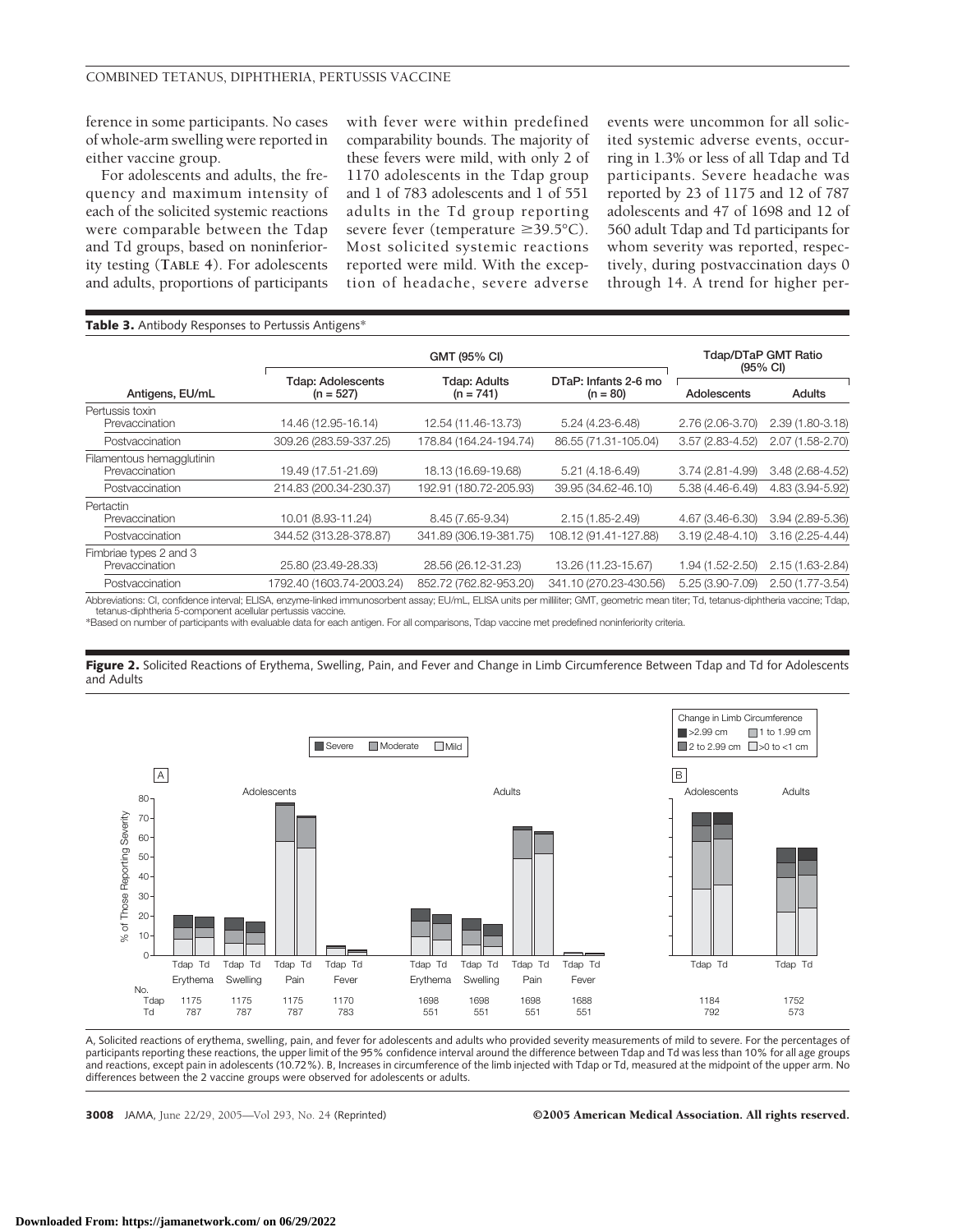ference in some participants. No cases of whole-arm swelling were reported in either vaccine group.

For adolescents and adults, the frequency and maximum intensity of each of the solicited systemic reactions were comparable between the Tdap and Td groups, based on noninferiority testing (**TABLE 4**). For adolescents and adults, proportions of participants with fever were within predefined comparability bounds. The majority of these fevers were mild, with only 2 of 1170 adolescents in the Tdap group and 1 of 783 adolescents and 1 of 551 adults in the Td group reporting severe fever (temperature ≥39.5°C). Most solicited systemic reactions reported were mild. With the exception of headache, severe adverse events were uncommon for all solicited systemic adverse events, occurring in 1.3% or less of all Tdap and Td participants. Severe headache was reported by 23 of 1175 and 12 of 787 adolescents and 47 of 1698 and 12 of 560 adult Tdap and Td participants for whom severity was reported, respectively, during postvaccination days 0 through 14. A trend for higher per-

**Table 3.** Antibody Responses to Pertussis Antigens*

| | GMT (95% CI) | | | Tdap/DTaP GMT Ratio (95% CI) | |
|---|---|---|---|---|---|
| Antigens, EU/mL | Tdap: Adolescents (n = 527) | Tdap: Adults (n = 741) | DTaP: Infants 2-6 mo (n = 80) | Adolescents | Adults |
| Pertussis toxin | | | | | |
| Prevaccination | 14.46 (12.95-16.14) | 12.54 (11.46-13.73) | 5.24 (4.23-6.48) | 2.76 (2.06-3.70) | 2.39 (1.80-3.18) |
| Postvaccination | 309.26 (283.59-337.25) | 178.84 (164.24-194.74) | 86.55 (71.31-105.04) | 3.57 (2.83-4.52) | 2.07 (1.58-2.70) |
| Filamentous hemagglutinin | | | | | |
| Prevaccination | 19.49 (17.51-21.69) | 18.13 (16.69-19.68) | 5.21 (4.18-6.49) | 3.74 (2.81-4.99) | 3.48 (2.68-4.52) |
| Postvaccination | 214.83 (200.34-230.37) | 192.91 (180.72-205.93) | 39.95 (34.62-46.10) | 5.38 (4.46-6.49) | 4.83 (3.94-5.92) |
| Pertactin | | | | | |
| Prevaccination | 10.01 (8.93-11.24) | 8.45 (7.65-9.34) | 2.15 (1.85-2.49) | 4.67 (3.46-6.30) | 3.94 (2.89-5.36) |
| Postvaccination | 344.52 (313.28-378.87) | 341.89 (306.19-381.75) | 108.12 (91.41-127.88) | 3.19 (2.48-4.10) | 3.16 (2.25-4.44) |
| Fimbriae types 2 and 3 | | | | | |
| Prevaccination | 25.80 (23.49-28.33) | 28.56 (26.12-31.23) | 13.26 (11.23-15.67) | 1.94 (1.52-2.50) | 2.15 (1.63-2.84) |
| Postvaccination | 1792.40 (1603.74-2003.24) | 852.72 (762.82-953.20) | 341.10 (270.23-430.56) | 5.25 (3.90-7.09) | 2.50 (1.77-3.54) |

Abbreviations: CI, confidence interval; ELISA, enzyme-linked immunosorbent assay; EU/mL, ELISA units per milliliter; GMT, geometric mean titer; Td, tetanus-diphtheria vaccine; Tdap, tetanus-diphtheria 5-component acellular pertussis vaccine.
*Based on number of participants with evaluable data for each antigen. For all comparisons, Tdap vaccine met predefined noninferiority criteria.

**Figure 2.** Solicited Reactions of Erythema, Swelling, Pain, and Fever and Change in Limb Circumference Between Tdap and Td for Adolescents and Adults

A, Solicited reactions of erythema, swelling, pain, and fever for adolescents and adults who provided severity measurements of mild to severe. For the percentages of participants reporting these reactions, the upper limit of the 95% confidence interval around the difference between Tdap and Td was less than 10% for all age groups and reactions, except pain in adolescents (10.72%). B, Increases in circumference of the limb injected with Tdap or Td, measured at the midpoint of the upper arm. No differences between the 2 vaccine groups were observed for adolescents or adults.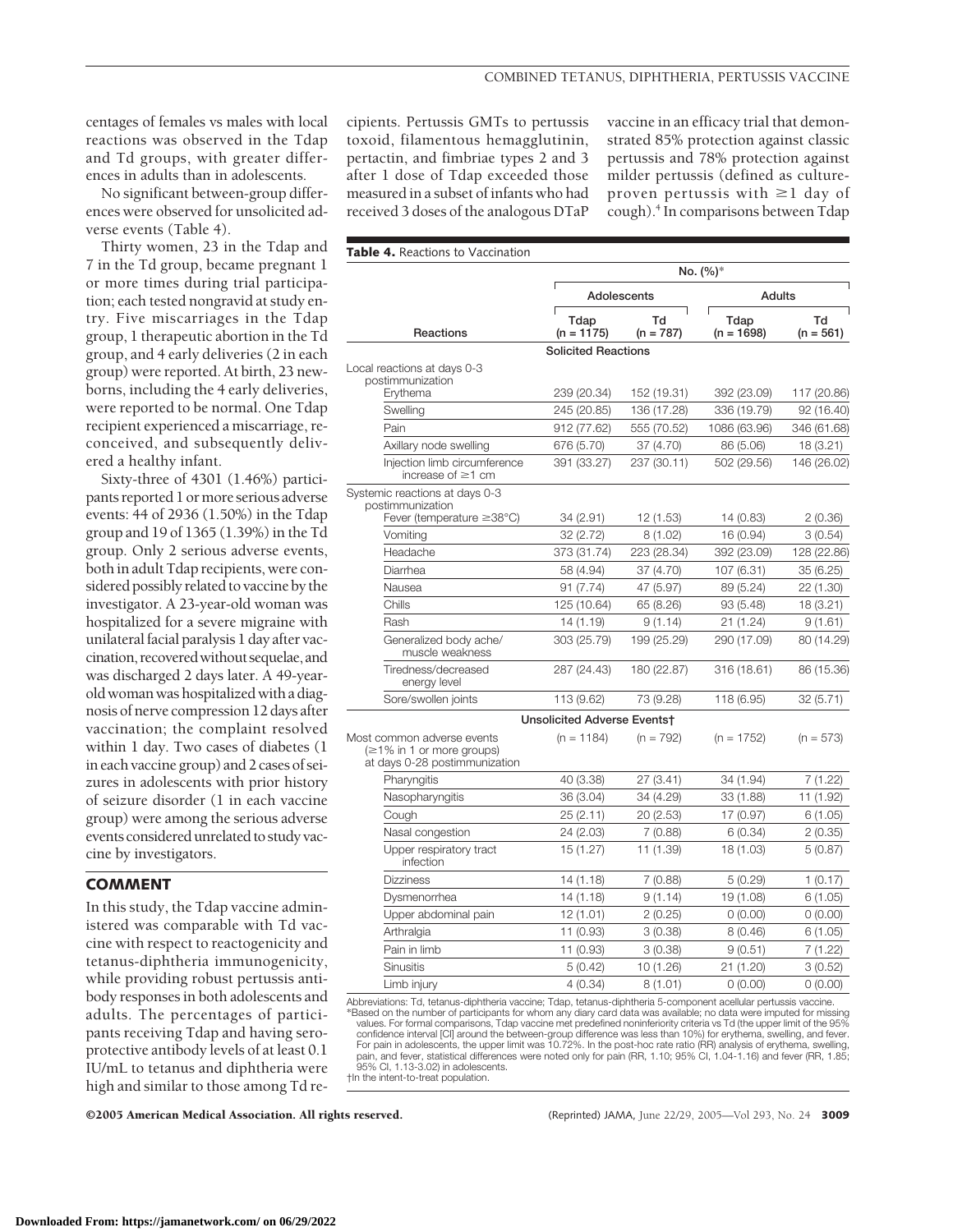centages of females vs males with local reactions was observed in the Tdap and Td groups, with greater differences in adults than in adolescents.

No significant between-group differences were observed for unsolicited adverse events (Table 4).

Thirty women, 23 in the Tdap and 7 in the Td group, became pregnant 1 or more times during trial participation; each tested nongravid at study entry. Five miscarriages in the Tdap group, 1 therapeutic abortion in the Td group, and 4 early deliveries (2 in each group) were reported. At birth, 23 newborns, including the 4 early deliveries, were reported to be normal. One Tdap recipient experienced a miscarriage, reconceived, and subsequently delivered a healthy infant.

Sixty-three of 4301 (1.46%) participants reported 1 or more serious adverse events: 44 of 2936 (1.50%) in the Tdap group and 19 of 1365 (1.39%) in the Td group. Only 2 serious adverse events, both in adult Tdap recipients, were considered possibly related to vaccine by the investigator. A 23-year-old woman was hospitalized for a severe migraine with unilateral facial paralysis 1 day after vaccination, recovered without sequelae, and was discharged 2 days later. A 49-year-old woman was hospitalized with a diagnosis of nerve compression 12 days after vaccination; the complaint resolved within 1 day. Two cases of diabetes (1 in each vaccine group) and 2 cases of seizures in adolescents with prior history of seizure disorder (1 in each vaccine group) were among the serious adverse events considered unrelated to study vaccine by investigators.

## COMMENT

In this study, the Tdap vaccine administered was comparable with Td vaccine with respect to reactogenicity and tetanus-diphtheria immunogenicity, while providing robust pertussis antibody responses in both adolescents and adults. The percentages of participants receiving Tdap and having seroprotective antibody levels of at least 0.1 IU/mL to tetanus and diphtheria were high and similar to those among Td recipients. Pertussis GMTs to pertussis toxoid, filamentous hemagglutinin, pertactin, and fimbriae types 2 and 3 after 1 dose of Tdap exceeded those measured in a subset of infants who had received 3 doses of the analogous DTaP vaccine in an efficacy trial that demonstrated 85% protection against classic pertussis and 78% protection against milder pertussis (defined as culture-proven pertussis with ≥1 day of cough).[4] In comparisons between Tdap

**Table 4.** Reactions to Vaccination

| | No. (%)* | | | |
|---|---|---|---|---|
| | Adolescents | | Adults | |
| Reactions | Tdap (n = 1175) | Td (n = 787) | Tdap (n = 1698) | Td (n = 561) |
| **Solicited Reactions** | | | | |
| Local reactions at days 0-3 postimmunization | | | | |
| Erythema | 239 (20.34) | 152 (19.31) | 392 (23.09) | 117 (20.86) |
| Swelling | 245 (20.85) | 136 (17.28) | 336 (19.79) | 92 (16.40) |
| Pain | 912 (77.62) | 555 (70.52) | 1086 (63.96) | 346 (61.68) |
| Axillary node swelling | 676 (5.70) | 37 (4.70) | 86 (5.06) | 18 (3.21) |
| Injection limb circumference increase of ≥1 cm | 391 (33.27) | 237 (30.11) | 502 (29.56) | 146 (26.02) |
| Systemic reactions at days 0-3 postimmunization | | | | |
| Fever (temperature ≥38°C) | 34 (2.91) | 12 (1.53) | 14 (0.83) | 2 (0.36) |
| Vomiting | 32 (2.72) | 8 (1.02) | 16 (0.94) | 3 (0.54) |
| Headache | 373 (31.74) | 223 (28.34) | 392 (23.09) | 128 (22.86) |
| Diarrhea | 58 (4.94) | 37 (4.70) | 107 (6.31) | 35 (6.25) |
| Nausea | 91 (7.74) | 47 (5.97) | 89 (5.24) | 22 (1.30) |
| Chills | 125 (10.64) | 65 (8.26) | 93 (5.48) | 18 (3.21) |
| Rash | 14 (1.19) | 9 (1.14) | 21 (1.24) | 9 (1.61) |
| Generalized body ache/muscle weakness | 303 (25.79) | 199 (25.29) | 290 (17.09) | 80 (14.29) |
| Tiredness/decreased energy level | 287 (24.43) | 180 (22.87) | 316 (18.61) | 86 (15.36) |
| Sore/swollen joints | 113 (9.62) | 73 (9.28) | 118 (6.95) | 32 (5.71) |
| **Unsolicited Adverse Events†** | | | | |
| Most common adverse events (≥1% in 1 or more groups) at days 0-28 postimmunization | (n = 1184) | (n = 792) | (n = 1752) | (n = 573) |
| Pharyngitis | 40 (3.38) | 27 (3.41) | 34 (1.94) | 7 (1.22) |
| Nasopharyngitis | 36 (3.04) | 34 (4.29) | 33 (1.88) | 11 (1.92) |
| Cough | 25 (2.11) | 20 (2.53) | 17 (0.97) | 6 (1.05) |
| Nasal congestion | 24 (2.03) | 7 (0.88) | 6 (0.34) | 2 (0.35) |
| Upper respiratory tract infection | 15 (1.27) | 11 (1.39) | 18 (1.03) | 5 (0.87) |
| Dizziness | 14 (1.18) | 7 (0.88) | 5 (0.29) | 1 (0.17) |
| Dysmenorrhea | 14 (1.18) | 9 (1.14) | 19 (1.08) | 6 (1.05) |
| Upper abdominal pain | 12 (1.01) | 2 (0.25) | 0 (0.00) | 0 (0.00) |
| Arthralgia | 11 (0.93) | 3 (0.38) | 8 (0.46) | 6 (1.05) |
| Pain in limb | 11 (0.93) | 3 (0.38) | 9 (0.51) | 7 (1.22) |
| Sinusitis | 5 (0.42) | 10 (1.26) | 21 (1.20) | 3 (0.52) |
| Limb injury | 4 (0.34) | 8 (1.01) | 0 (0.00) | 0 (0.00) |

Abbreviations: Td, tetanus-diphtheria vaccine; Tdap, tetanus-diphtheria 5-component acellular pertussis vaccine.
*Based on the number of participants for whom any diary card data was available; no data were imputed for missing values. For formal comparisons, Tdap vaccine met predefined noninferiority criteria vs Td (the upper limit of the 95% confidence interval [CI] around the between-group difference was less than 10%) for erythema, swelling, and fever. For pain in adolescents, the upper limit was 10.72%. In the post-hoc rate ratio (RR) analysis of erythema, swelling, pain, and fever, statistical differences were noted only for pain (RR, 1.10; 95% CI, 1.04-1.16) and fever (RR, 1.85; 95% CI, 1.13-3.02) in adolescents.
†In the intent-to-treat population.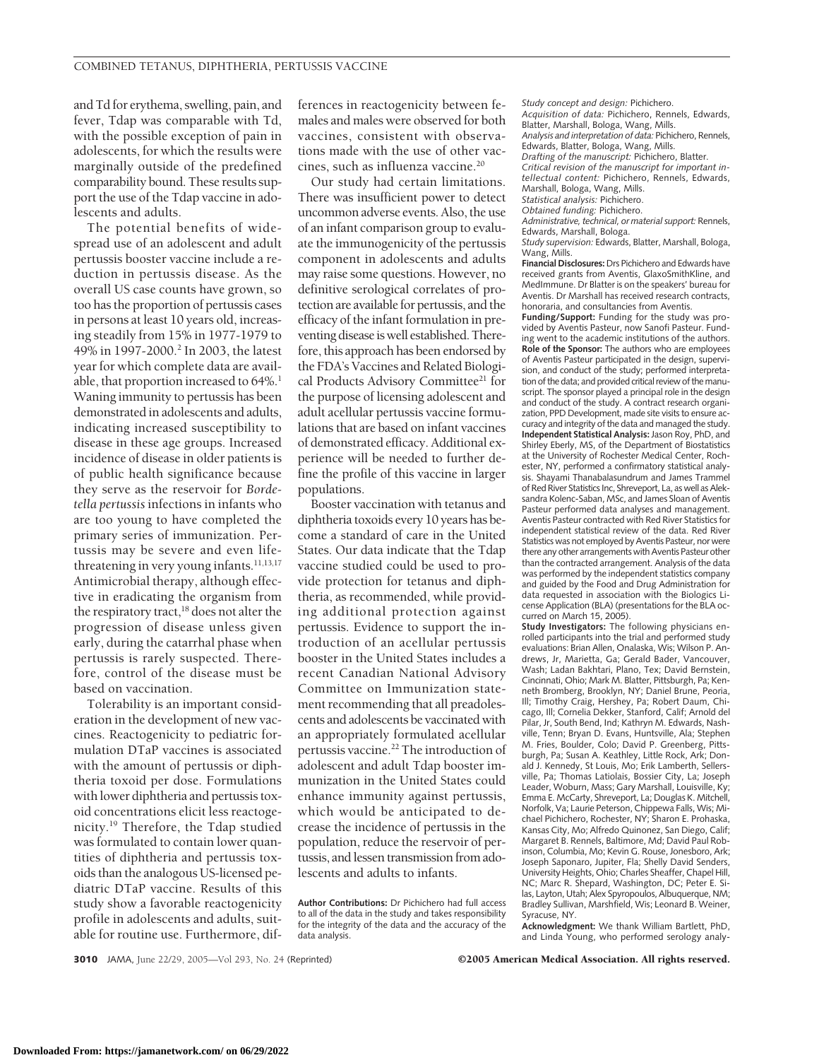and Td for erythema, swelling, pain, and fever, Tdap was comparable with Td, with the possible exception of pain in adolescents, for which the results were marginally outside of the predefined comparability bound. These results support the use of the Tdap vaccine in adolescents and adults.

The potential benefits of widespread use of an adolescent and adult pertussis booster vaccine include a reduction in pertussis disease. As the overall US case counts have grown, so too has the proportion of pertussis cases in persons at least 10 years old, increasing steadily from 15% in 1977-1979 to 49% in 1997-2000.[2] In 2003, the latest year for which complete data are available, that proportion increased to 64%.[1] Waning immunity to pertussis has been demonstrated in adolescents and adults, indicating increased susceptibility to disease in these age groups. Increased incidence of disease in older patients is of public health significance because they serve as the reservoir for *Bordetella pertussis* infections in infants who are too young to have completed the primary series of immunization. Pertussis may be severe and even life-threatening in very young infants.[11,13,17] Antimicrobial therapy, although effective in eradicating the organism from the respiratory tract,[18] does not alter the progression of disease unless given early, during the catarrhal phase when pertussis is rarely suspected. Therefore, control of the disease must be based on vaccination.

Tolerability is an important consideration in the development of new vaccines. Reactogenicity to pediatric formulation DTaP vaccines is associated with the amount of pertussis or diphtheria toxoid per dose. Formulations with lower diphtheria and pertussis toxoid concentrations elicit less reactogenicity.[19] Therefore, the Tdap studied was formulated to contain lower quantities of diphtheria and pertussis toxoids than the analogous US-licensed pediatric DTaP vaccine. Results of this study show a favorable reactogenicity profile in adolescents and adults, suitable for routine use. Furthermore, differences in reactogenicity between females and males were observed for both vaccines, consistent with observations made with the use of other vaccines, such as influenza vaccine.[20]

Our study had certain limitations. There was insufficient power to detect uncommon adverse events. Also, the use of an infant comparison group to evaluate the immunogenicity of the pertussis component in adolescents and adults may raise some questions. However, no definitive serological correlates of protection are available for pertussis, and the efficacy of the infant formulation in preventing disease is well established. Therefore, this approach has been endorsed by the FDA's Vaccines and Related Biological Products Advisory Committee[21] for the purpose of licensing adolescent and adult acellular pertussis vaccine formulations that are based on infant vaccines of demonstrated efficacy. Additional experience will be needed to further define the profile of this vaccine in larger populations.

Booster vaccination with tetanus and diphtheria toxoids every 10 years has become a standard of care in the United States. Our data indicate that the Tdap vaccine studied could be used to provide protection for tetanus and diphtheria, as recommended, while providing additional protection against pertussis. Evidence to support the introduction of an acellular pertussis booster in the United States includes a recent Canadian National Advisory Committee on Immunization statement recommending that all preadolescents and adolescents be vaccinated with an appropriately formulated acellular pertussis vaccine.[22] The introduction of adolescent and adult Tdap booster immunization in the United States could enhance immunity against pertussis, which would be anticipated to decrease the incidence of pertussis in the population, reduce the reservoir of pertussis, and lessen transmission from adolescents and adults to infants.

**Author Contributions:** Dr Pichichero had full access to all of the data in the study and takes responsibility for the integrity of the data and the accuracy of the data analysis.

*Study concept and design:* Pichichero.
*Acquisition of data:* Pichichero, Rennels, Edwards, Blatter, Marshall, Bologa, Wang, Mills.
*Analysis and interpretation of data:* Pichichero, Rennels, Edwards, Blatter, Bologa, Wang, Mills.
*Drafting of the manuscript:* Pichichero, Blatter.
*Critical revision of the manuscript for important intellectual content:* Pichichero, Rennels, Edwards, Marshall, Bologa, Wang, Mills.
*Statistical analysis:* Pichichero.
*Obtained funding:* Pichichero.
*Administrative, technical, or material support:* Rennels, Edwards, Marshall, Bologa.
*Study supervision:* Edwards, Blatter, Marshall, Bologa, Wang, Mills.

**Financial Disclosures:** Drs Pichichero and Edwards have received grants from Aventis, GlaxoSmithKline, and MedImmune. Dr Blatter is on the speakers' bureau for Aventis. Dr Marshall has received research contracts, honoraria, and consultancies from Aventis.

**Funding/Support:** Funding for the study was provided by Aventis Pasteur, now Sanofi Pasteur. Funding went to the academic institutions of the authors.

**Role of the Sponsor:** The authors who are employees of Aventis Pasteur participated in the design, supervision, and conduct of the study; performed interpretation of the data; and provided critical review of the manuscript. The sponsor played a principal role in the design and conduct of the study. A contract research organization, PPD Development, made site visits to ensure accuracy and integrity of the data and managed the study.

**Independent Statistical Analysis:** Jason Roy, PhD, and Shirley Eberly, MS, of the Department of Biostatistics at the University of Rochester Medical Center, Rochester, NY, performed a confirmatory statistical analysis. Shayami Thanabalasundrum and James Trammel of Red River Statistics Inc, Shreveport, La, as well as Aleksandra Kolenc-Saban, MSc, and James Sloan of Aventis Pasteur performed data analyses and management. Aventis Pasteur contracted with Red River Statistics for independent statistical review of the data. Red River Statistics was not employed by Aventis Pasteur, nor were there any other arrangements with Aventis Pasteur other than the contracted arrangement. Analysis of the data was performed by the independent statistics company and guided by the Food and Drug Administration for data requested in association with the Biologics License Application (BLA) (presentations for the BLA occurred on March 15, 2005).

**Study Investigators:** The following physicians enrolled participants into the trial and performed study evaluations: Brian Allen, Onalaska, Wis; Wilson P. Andrews, Jr, Marietta, Ga; Gerald Bader, Vancouver, Wash; Ladan Bakhtari, Plano, Tex; David Bernstein, Cincinnati, Ohio; Mark M. Blatter, Pittsburgh, Pa; Kenneth Bromberg, Brooklyn, NY; Daniel Brune, Peoria, Ill; Timothy Craig, Hershey, Pa; Robert Daum, Chicago, Ill; Cornelia Dekker, Stanford, Calif; Arnold del Pilar, Jr, South Bend, Ind; Kathryn M. Edwards, Nashville, Tenn; Bryan D. Evans, Huntsville, Ala; Stephen M. Fries, Boulder, Colo; David P. Greenberg, Pittsburgh, Pa; Susan A. Keathley, Little Rock, Ark; Donald J. Kennedy, St Louis, Mo; Erik Lamberth, Sellersville, Pa; Thomas Latiolais, Bossier City, La; Joseph Leader, Woburn, Mass; Gary Marshall, Louisville, Ky; Emma E. McCarty, Shreveport, La; Douglas K. Mitchell, Norfolk, Va; Laurie Peterson, Chippewa Falls, Wis; Michael Pichichero, Rochester, NY; Sharon E. Prohaska, Kansas City, Mo; Alfredo Quinonez, San Diego, Calif; Margaret B. Rennels, Baltimore, Md; David Paul Robinson, Columbia, Mo; Kevin G. Rouse, Jonesboro, Ark; Joseph Saponaro, Jupiter, Fla; Shelly David Senders, University Heights, Ohio; Charles Sheaffer, Chapel Hill, NC; Marc R. Shepard, Washington, DC; Peter E. Silas, Layton, Utah; Alex Spyropoulos, Albuquerque, NM; Bradley Sullivan, Marshfield, Wis; Leonard B. Weiner, Syracuse, NY.

**Acknowledgment:** We thank William Bartlett, PhD, and Linda Young, who performed serology analy-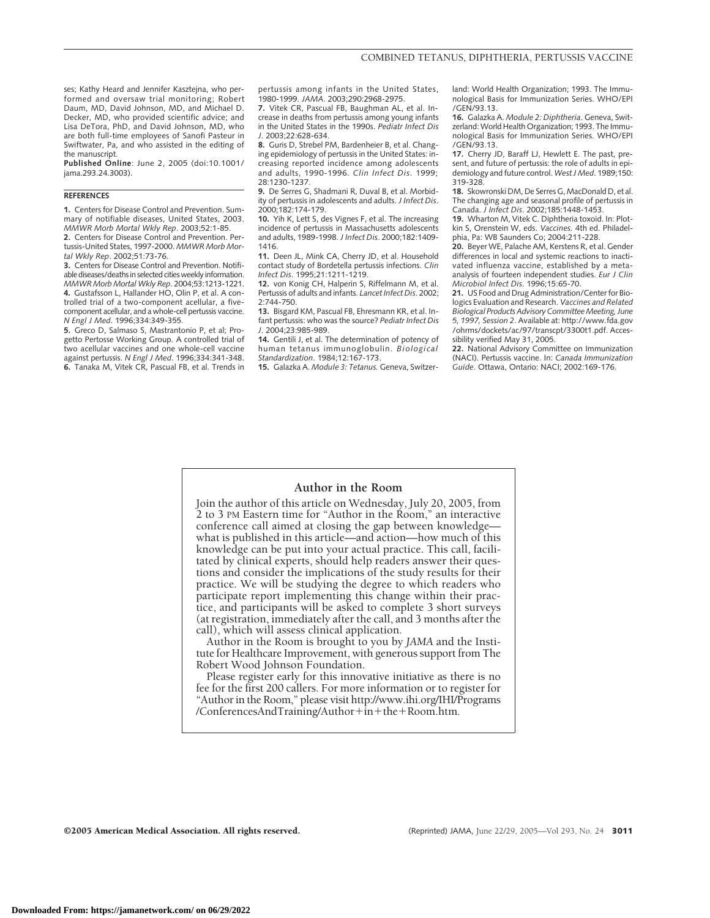ses; Kathy Heard and Jennifer Kasztejna, who performed and oversaw trial monitoring; Robert Daum, MD, David Johnson, MD, and Michael D. Decker, MD, who provided scientific advice; and Lisa DeTora, PhD, and David Johnson, MD, who are both full-time employees of Sanofi Pasteur in Swiftwater, Pa, and who assisted in the editing of the manuscript.

**Published Online**: June 2, 2005 (doi:10.1001/jama.293.24.3003).

## REFERENCES

**1.** Centers for Disease Control and Prevention. Summary of notifiable diseases, United States, 2003. *MMWR Morb Mortal Wkly Rep*. 2003;52:1-85.

**2.** Centers for Disease Control and Prevention. Pertussis-United States, 1997-2000. *MMWR Morb Mortal Wkly Rep*. 2002;51:73-76.

**3.** Centers for Disease Control and Prevention. Notifiable diseases/deaths in selected cities weekly information. *MMWR Morb Mortal Wkly Rep*. 2004;53:1213-1221.

**4.** Gustafsson L, Hallander HO, Olin P, et al. A controlled trial of a two-component acellular, a five-component acellular, and a whole-cell pertussis vaccine. *N Engl J Med*. 1996;334:349-355.

**5.** Greco D, Salmaso S, Mastrantonio P, et al; Progetto Pertosse Working Group. A controlled trial of two acellular vaccines and one whole-cell vaccine against pertussis. *N Engl J Med*. 1996;334:341-348.

**6.** Tanaka M, Vitek CR, Pascual FB, et al. Trends in pertussis among infants in the United States, 1980-1999. *JAMA*. 2003;290:2968-2975.

**7.** Vitek CR, Pascual FB, Baughman AL, et al. Increase in deaths from pertussis among young infants in the United States in the 1990s. *Pediatr Infect Dis J*. 2003;22:628-634.

**8.** Guris D, Strebel PM, Bardenheier B, et al. Changing epidemiology of pertussis in the United States: increasing reported incidence among adolescents and adults, 1990-1996. *Clin Infect Dis*. 1999;28:1230-1237.

**9.** De Serres G, Shadmani R, Duval B, et al. Morbidity of pertussis in adolescents and adults. *J Infect Dis*. 2000;182:174-179.

**10.** Yih K, Lett S, des Vignes F, et al. The increasing incidence of pertussis in Massachusetts adolescents and adults, 1989-1998. *J Infect Dis*. 2000;182:1409-1416.

**11.** Deen JL, Mink CA, Cherry JD, et al. Household contact study of Bordetella pertussis infections. *Clin Infect Dis*. 1995;21:1211-1219.

**12.** von Konig CH, Halperin S, Riffelmann M, et al. Pertussis of adults and infants. *Lancet Infect Dis*. 2002;2:744-750.

**13.** Bisgard KM, Pascual FB, Ehresmann KR, et al. Infant pertussis: who was the source? *Pediatr Infect Dis J*. 2004;23:985-989.

**14.** Gentili J, et al. The determination of potency of human tetanus immunoglobulin. *Biological Standardization*. 1984;12:167-173.

**15.** Galazka A. *Module 3: Tetanus.* Geneva, Switzerland: World Health Organization; 1993. The Immunological Basis for Immunization Series. WHO/EPI/GEN/93.13.

**16.** Galazka A. *Module 2: Diphtheria*. Geneva, Switzerland: World Health Organization; 1993. The Immunological Basis for Immunization Series. WHO/EPI/GEN/93.13.

**17.** Cherry JD, Baraff LJ, Hewlett E. The past, present, and future of pertussis: the role of adults in epidemiology and future control. *West J Med*. 1989;150:319-328.

**18.** Skowronski DM, De Serres G, MacDonald D, et al. The changing age and seasonal profile of pertussis in Canada. *J Infect Dis*. 2002;185:1448-1453.

**19.** Wharton M, Vitek C. Diphtheria toxoid. In: Plotkin S, Orenstein W, eds. *Vaccines.* 4th ed. Philadelphia, Pa: WB Saunders Co; 2004:211-228.

**20.** Beyer WE, Palache AM, Kerstens R, et al. Gender differences in local and systemic reactions to inactivated influenza vaccine, established by a meta-analysis of fourteen independent studies. *Eur J Clin Microbiol Infect Dis*. 1996;15:65-70.

**21.** US Food and Drug Administration/Center for Biologics Evaluation and Research. *Vaccines and Related Biological Products Advisory Committee Meeting, June 5, 1997, Session 2*. Available at: http://www.fda.gov/ohrms/dockets/ac/97/transcpt/3300t1.pdf. Accessibility verified May 31, 2005.

**22.** National Advisory Committee on Immunization (NACI). Pertussis vaccine. In: *Canada Immunization Guide*. Ottawa, Ontario: NACI; 2002:169-176.

### Author in the Room

Join the author of this article on Wednesday, July 20, 2005, from 2 to 3 PM Eastern time for "Author in the Room," an interactive conference call aimed at closing the gap between knowledge—what is published in this article—and action—how much of this knowledge can be put into your actual practice. This call, facilitated by clinical experts, should help readers answer their questions and consider the implications of the study results for their practice. We will be studying the degree to which readers who participate report implementing this change within their practice, and participants will be asked to complete 3 short surveys (at registration, immediately after the call, and 3 months after the call), which will assess clinical application.

Author in the Room is brought to you by *JAMA* and the Institute for Healthcare Improvement, with generous support from The Robert Wood Johnson Foundation.

Please register early for this innovative initiative as there is no fee for the first 200 callers. For more information or to register for "Author in the Room," please visit http://www.ihi.org/IHI/Programs/ConferencesAndTraining/Author+in+the+Room.htm.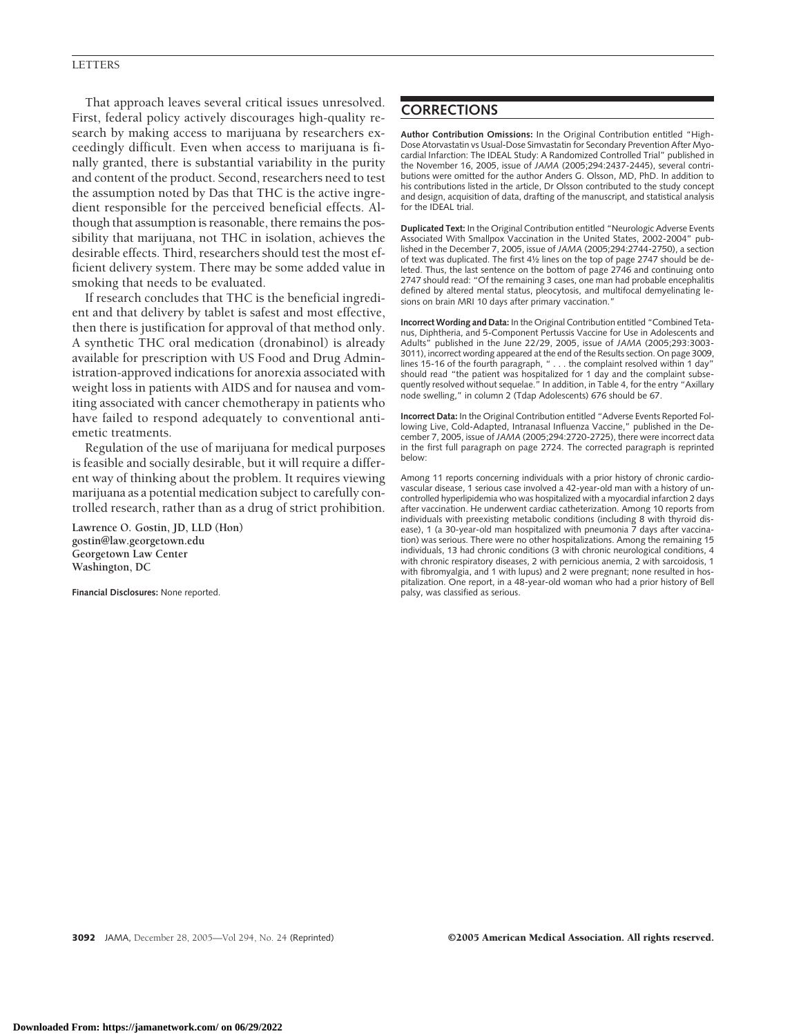That approach leaves several critical issues unresolved. First, federal policy actively discourages high-quality research by making access to marijuana by researchers exceedingly difficult. Even when access to marijuana is finally granted, there is substantial variability in the purity and content of the product. Second, researchers need to test the assumption noted by Das that THC is the active ingredient responsible for the perceived beneficial effects. Although that assumption is reasonable, there remains the possibility that marijuana, not THC in isolation, achieves the desirable effects. Third, researchers should test the most efficient delivery system. There may be some added value in smoking that needs to be evaluated.

If research concludes that THC is the beneficial ingredient and that delivery by tablet is safest and most effective, then there is justification for approval of that method only. A synthetic THC oral medication (dronabinol) is already available for prescription with US Food and Drug Administration-approved indications for anorexia associated with weight loss in patients with AIDS and for nausea and vomiting associated with cancer chemotherapy in patients who have failed to respond adequately to conventional antiemetic treatments.

Regulation of the use of marijuana for medical purposes is feasible and socially desirable, but it will require a different way of thinking about the problem. It requires viewing marijuana as a potential medication subject to carefully controlled research, rather than as a drug of strict prohibition.

**Lawrence O. Gostin, JD, LLD (Hon)**
**gostin@law.georgetown.edu**
**Georgetown Law Center**
**Washington, DC**

**Financial Disclosures:** None reported.

## CORRECTIONS

**Author Contribution Omissions:** In the Original Contribution entitled "High-Dose Atorvastatin vs Usual-Dose Simvastatin for Secondary Prevention After Myocardial Infarction: The IDEAL Study: A Randomized Controlled Trial" published in the November 16, 2005, issue of *JAMA* (2005;294:2437-2445), several contributions were omitted for the author Anders G. Olsson, MD, PhD. In addition to his contributions listed in the article, Dr Olsson contributed to the study concept and design, acquisition of data, drafting of the manuscript, and statistical analysis for the IDEAL trial.

**Duplicated Text:** In the Original Contribution entitled "Neurologic Adverse Events Associated With Smallpox Vaccination in the United States, 2002-2004" published in the December 7, 2005, issue of *JAMA* (2005;294:2744-2750), a section of text was duplicated. The first 4½ lines on the top of page 2747 should be deleted. Thus, the last sentence on the bottom of page 2746 and continuing onto 2747 should read: "Of the remaining 3 cases, one man had probable encephalitis defined by altered mental status, pleocytosis, and multifocal demyelinating lesions on brain MRI 10 days after primary vaccination."

**Incorrect Wording and Data:** In the Original Contribution entitled "Combined Tetanus, Diphtheria, and 5-Component Pertussis Vaccine for Use in Adolescents and Adults" published in the June 22/29, 2005, issue of *JAMA* (2005;293:3003-3011), incorrect wording appeared at the end of the Results section. On page 3009, lines 15-16 of the fourth paragraph, " . . . the complaint resolved within 1 day" should read "the patient was hospitalized for 1 day and the complaint subsequently resolved without sequelae." In addition, in Table 4, for the entry "Axillary node swelling," in column 2 (Tdap Adolescents) 676 should be 67.

**Incorrect Data:** In the Original Contribution entitled "Adverse Events Reported Following Live, Cold-Adapted, Intranasal Influenza Vaccine," published in the December 7, 2005, issue of *JAMA* (2005;294:2720-2725), there were incorrect data in the first full paragraph on page 2724. The corrected paragraph is reprinted below:

Among 11 reports concerning individuals with a prior history of chronic cardiovascular disease, 1 serious case involved a 42-year-old man with a history of uncontrolled hyperlipidemia who was hospitalized with a myocardial infarction 2 days after vaccination. He underwent cardiac catheterization. Among 10 reports from individuals with preexisting metabolic conditions (including 8 with thyroid disease), 1 (a 30-year-old man hospitalized with pneumonia 7 days after vaccination) was serious. There were no other hospitalizations. Among the remaining 15 individuals, 13 had chronic conditions (3 with chronic neurological conditions, 4 with chronic respiratory diseases, 2 with pernicious anemia, 2 with sarcoidosis, 1 with fibromyalgia, and 1 with lupus) and 2 were pregnant; none resulted in hospitalization. One report, in a 48-year-old woman who had a prior history of Bell palsy, was classified as serious.